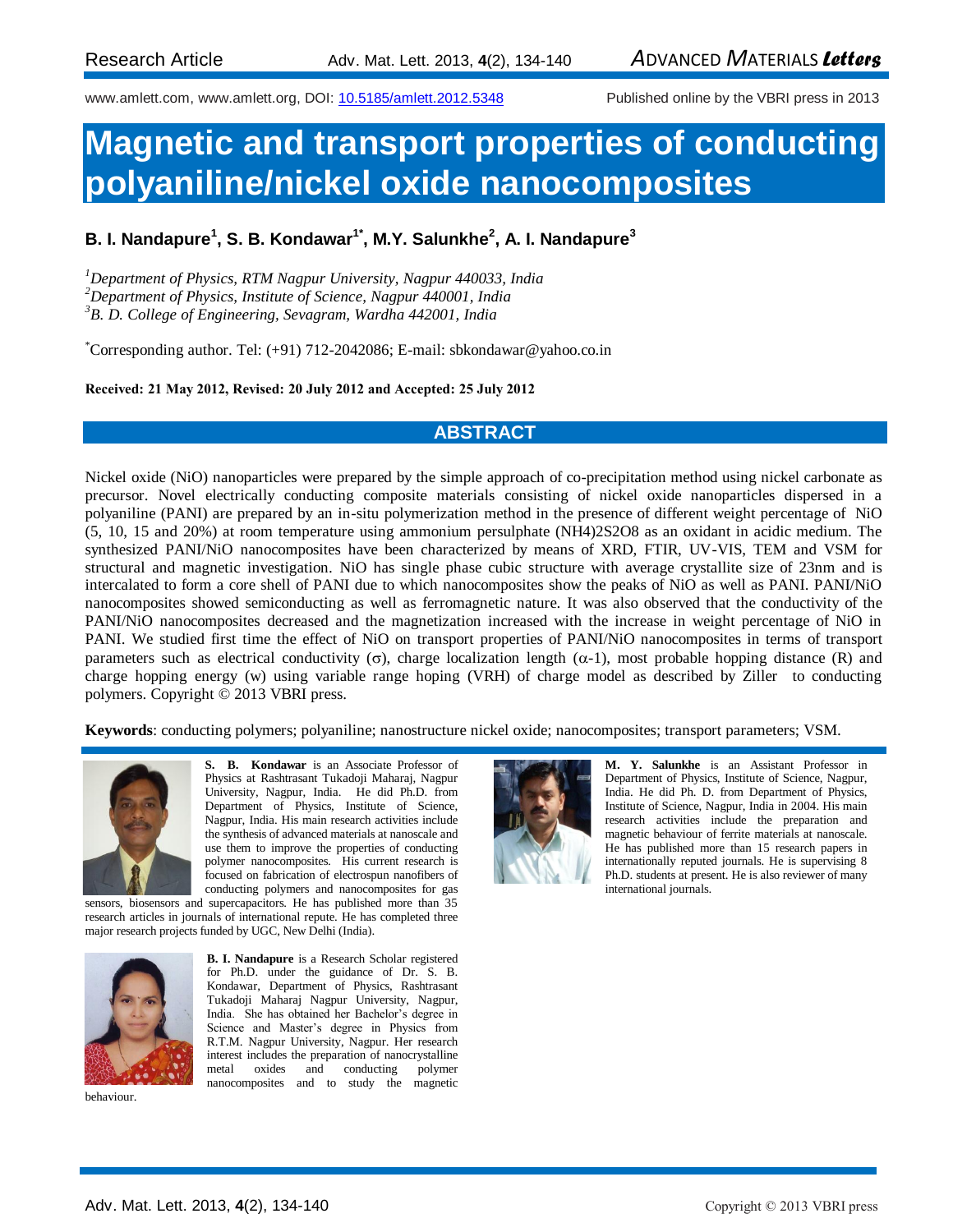Research Article

www.amlett.com, www.amlett.org, DOI: 10.5185/amlett.2012.5348 Published online by the VBRI press in 2013

# Magnetic and transport properties of conducting polyaniline/nickel oxide nanocomposites

**B. I. Nandapure[1], S. B. Kondawar[1*], M.Y. Salunkhe[2], A. I. Nandapure[3]**

[1]*Department of Physics, RTM Nagpur University, Nagpur 440033, India*
[2]*Department of Physics, Institute of Science, Nagpur 440001, India*
[3]*B. D. College of Engineering, Sevagram, Wardha 442001, India*

*Corresponding author. Tel: (+91) 712-2042086; E-mail: sbkondawar@yahoo.co.in

**Received: 21 May 2012, Revised: 20 July 2012 and Accepted: 25 July 2012**

## ABSTRACT

Nickel oxide (NiO) nanoparticles were prepared by the simple approach of co-precipitation method using nickel carbonate as precursor. Novel electrically conducting composite materials consisting of nickel oxide nanoparticles dispersed in a polyaniline (PANI) are prepared by an in-situ polymerization method in the presence of different weight percentage of NiO (5, 10, 15 and 20%) at room temperature using ammonium persulphate $(NH_4)_2S_2O_8$ as an oxidant in acidic medium. The synthesized PANI/NiO nanocomposites have been characterized by means of XRD, FTIR, UV-VIS, TEM and VSM for structural and magnetic investigation. NiO has single phase cubic structure with average crystallite size of 23nm and is intercalated to form a core shell of PANI due to which nanocomposites show the peaks of NiO as well as PANI. PANI/NiO nanocomposites showed semiconducting as well as ferromagnetic nature. It was also observed that the conductivity of the PANI/NiO nanocomposites decreased and the magnetization increased with the increase in weight percentage of NiO in PANI. We studied first time the effect of NiO on transport properties of PANI/NiO nanocomposites in terms of transport parameters such as electrical conductivity ($\sigma$), charge localization length ($\alpha^{-1}$), most probable hopping distance (R) and charge hopping energy (w) using variable range hoping (VRH) of charge model as described by Ziller to conducting polymers. Copyright © 2013 VBRI press.

**Keywords**: conducting polymers; polyaniline; nanostructure nickel oxide; nanocomposites; transport parameters; VSM.

**S. B. Kondawar** is an Associate Professor of Physics at Rashtrasant Tukadoji Maharaj, Nagpur University, Nagpur, India. He did Ph.D. from Department of Physics, Institute of Science, Nagpur, India. His main research activities include the synthesis of advanced materials at nanoscale and use them to improve the properties of conducting polymer nanocomposites. His current research is focused on fabrication of electrospun nanofibers of conducting polymers and nanocomposites for gas sensors, biosensors and supercapacitors. He has published more than 35 research articles in journals of international repute. He has completed three major research projects funded by UGC, New Delhi (India).

**B. I. Nandapure** is a Research Scholar registered for Ph.D. under the guidance of Dr. S. B. Kondawar, Department of Physics, Rashtrasant Tukadoji Maharaj Nagpur University, Nagpur, India. She has obtained her Bachelor's degree in Science and Master's degree in Physics from R.T.M. Nagpur University, Nagpur. Her research interest includes the preparation of nanocrystalline metal oxides and conducting polymer nanocomposites and to study the magnetic behaviour.

**M. Y. Salunkhe** is an Assistant Professor in Department of Physics, Institute of Science, Nagpur, India. He did Ph. D. from Department of Physics, Institute of Science, Nagpur, India in 2004. His main research activities include the preparation and magnetic behaviour of ferrite materials at nanoscale. He has published more than 15 research papers in internationally reputed journals. He is supervising 8 Ph.D. students at present. He is also reviewer of many international journals.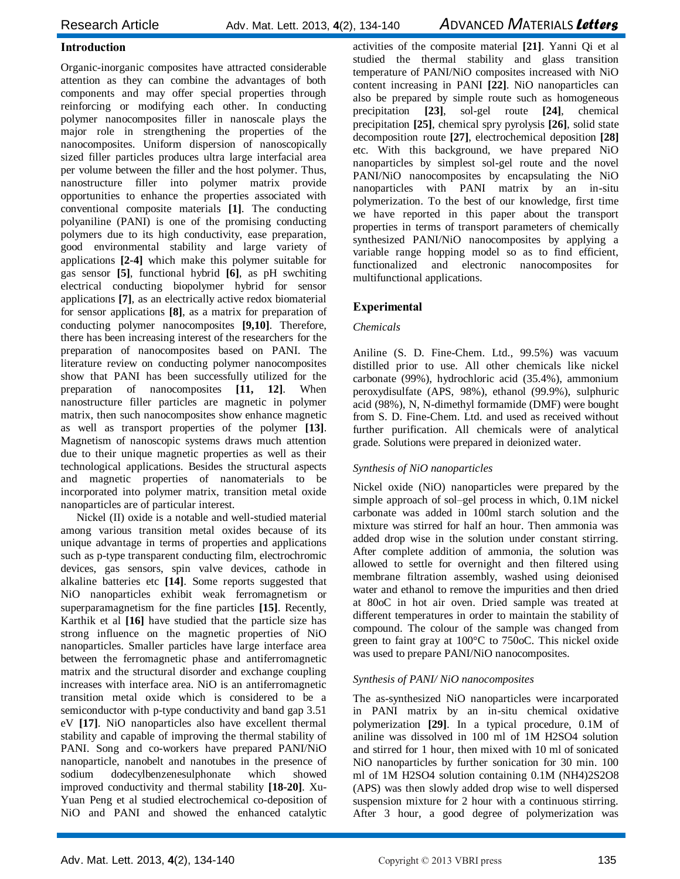## Introduction

Organic-inorganic composites have attracted considerable attention as they can combine the advantages of both components and may offer special properties through reinforcing or modifying each other. In conducting polymer nanocomposites filler in nanoscale plays the major role in strengthening the properties of the nanocomposites. Uniform dispersion of nanoscopically sized filler particles produces ultra large interfacial area per volume between the filler and the host polymer. Thus, nanostructure filler into polymer matrix provide opportunities to enhance the properties associated with conventional composite materials **[1]**. The conducting polyaniline (PANI) is one of the promising conducting polymers due to its high conductivity, ease preparation, good environmental stability and large variety of applications **[2-4]** which make this polymer suitable for gas sensor **[5]**, functional hybrid **[6]**, as pH swchiting electrical conducting biopolymer hybrid for sensor applications **[7]**, as an electrically active redox biomaterial for sensor applications **[8]**, as a matrix for preparation of conducting polymer nanocomposites **[9,10]**. Therefore, there has been increasing interest of the researchers for the preparation of nanocomposites based on PANI. The literature review on conducting polymer nanocomposites show that PANI has been successfully utilized for the preparation of nanocomposites **[11, 12]**. When nanostructure filler particles are magnetic in polymer matrix, then such nanocomposites show enhance magnetic as well as transport properties of the polymer **[13]**. Magnetism of nanoscopic systems draws much attention due to their unique magnetic properties as well as their technological applications. Besides the structural aspects and magnetic properties of nanomaterials to be incorporated into polymer matrix, transition metal oxide nanoparticles are of particular interest.

Nickel (II) oxide is a notable and well-studied material among various transition metal oxides because of its unique advantage in terms of properties and applications such as p-type transparent conducting film, electrochromic devices, gas sensors, spin valve devices, cathode in alkaline batteries etc **[14]**. Some reports suggested that NiO nanoparticles exhibit weak ferromagnetism or superparamagnetism for the fine particles **[15]**. Recently, Karthik et al **[16]** have studied that the particle size has strong influence on the magnetic properties of NiO nanoparticles. Smaller particles have large interface area between the ferromagnetic phase and antiferromagnetic matrix and the structural disorder and exchange coupling increases with interface area. NiO is an antiferromagnetic transition metal oxide which is considered to be a semiconductor with p-type conductivity and band gap 3.51 eV **[17]**. NiO nanoparticles also have excellent thermal stability and capable of improving the thermal stability of PANI. Song and co-workers have prepared PANI/NiO nanoparticle, nanobelt and nanotubes in the presence of sodium dodecylbenzenesulphonate which showed improved conductivity and thermal stability **[18-20]**. Xu-Yuan Peng et al studied electrochemical co-deposition of NiO and PANI and showed the enhanced catalytic activities of the composite material **[21]**. Yanni Qi et al studied the thermal stability and glass transition temperature of PANI/NiO composites increased with NiO content increasing in PANI **[22]**. NiO nanoparticles can also be prepared by simple route such as homogeneous precipitation **[23]**, sol-gel route **[24]**, chemical precipitation **[25]**, chemical spry pyrolysis **[26]**, solid state decomposition route **[27]**, electrochemical deposition **[28]** etc. With this background, we have prepared NiO nanoparticles by simplest sol-gel route and the novel PANI/NiO nanocomposites by encapsulating the NiO nanoparticles with PANI matrix by an in-situ polymerization. To the best of our knowledge, first time we have reported in this paper about the transport properties in terms of transport parameters of chemically synthesized PANI/NiO nanocomposites by applying a variable range hopping model so as to find efficient, functionalized and electronic nanocomposites for multifunctional applications.

## Experimental

### *Chemicals*

Aniline (S. D. Fine-Chem. Ltd., 99.5%) was vacuum distilled prior to use. All other chemicals like nickel carbonate (99%), hydrochloric acid (35.4%), ammonium peroxydisulfate (APS, 98%), ethanol (99.9%), sulphuric acid (98%), N, N-dimethyl formamide (DMF) were bought from S. D. Fine-Chem. Ltd. and used as received without further purification. All chemicals were of analytical grade. Solutions were prepared in deionized water.

### *Synthesis of NiO nanoparticles*

Nickel oxide (NiO) nanoparticles were prepared by the simple approach of sol–gel process in which, 0.1M nickel carbonate was added in 100ml starch solution and the mixture was stirred for half an hour. Then ammonia was added drop wise in the solution under constant stirring. After complete addition of ammonia, the solution was allowed to settle for overnight and then filtered using membrane filtration assembly, washed using deionised water and ethanol to remove the impurities and then dried at 80oC in hot air oven. Dried sample was treated at different temperatures in order to maintain the stability of compound. The colour of the sample was changed from green to faint gray at 100°C to 750oC. This nickel oxide was used to prepare PANI/NiO nanocomposites.

### *Synthesis of PANI/ NiO nanocomposites*

The as-synthesized NiO nanoparticles were incarporated in PANI matrix by an in-situ chemical oxidative polymerization **[29]**. In a typical procedure, 0.1M of aniline was dissolved in 100 ml of 1M $H_2SO_4$ solution and stirred for 1 hour, then mixed with 10 ml of sonicated NiO nanoparticles by further sonication for 30 min. 100 ml of 1M $H_2SO_4$ solution containing 0.1M $(NH_4)_2S_2O_8$ (APS) was then slowly added drop wise to well dispersed suspension mixture for 2 hour with a continuous stirring. After 3 hour, a good degree of polymerization was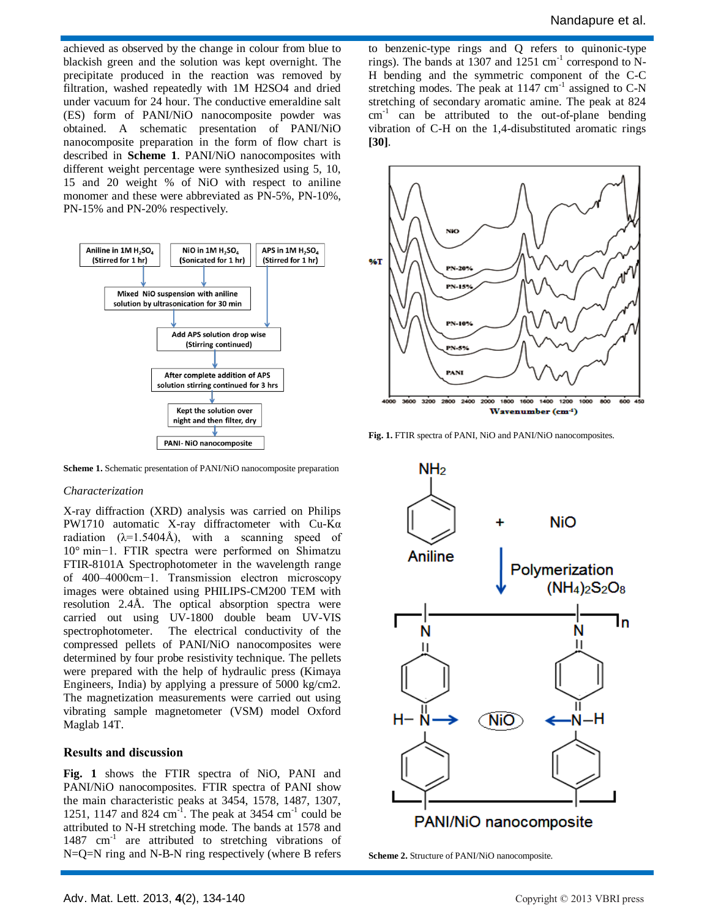achieved as observed by the change in colour from blue to blackish green and the solution was kept overnight. The precipitate produced in the reaction was removed by filtration, washed repeatedly with 1M H2SO4 and dried under vacuum for 24 hour. The conductive emeraldine salt (ES) form of PANI/NiO nanocomposite powder was obtained. A schematic presentation of PANI/NiO nanocomposite preparation in the form of flow chart is described in **Scheme 1**. PANI/NiO nanocomposites with different weight percentage were synthesized using 5, 10, 15 and 20 weight % of NiO with respect to aniline monomer and these were abbreviated as PN-5%, PN-10%, PN-15% and PN-20% respectively.

**Scheme 1.** Schematic presentation of PANI/NiO nanocomposite preparation

*Characterization*

X-ray diffraction (XRD) analysis was carried on Philips PW1710 automatic X-ray diffractometer with Cu-Kα radiation (λ=1.5404Å), with a scanning speed of 10° min−1. FTIR spectra were performed on Shimatzu FTIR-8101A Spectrophotometer in the wavelength range of 400–4000cm−1. Transmission electron microscopy images were obtained using PHILIPS-CM200 TEM with resolution 2.4Å. The optical absorption spectra were carried out using UV-1800 double beam UV-VIS spectrophotometer. The electrical conductivity of the compressed pellets of PANI/NiO nanocomposites were determined by four probe resistivity technique. The pellets were prepared with the help of hydraulic press (Kimaya Engineers, India) by applying a pressure of 5000 kg/cm2. The magnetization measurements were carried out using vibrating sample magnetometer (VSM) model Oxford Maglab 14T.

## Results and discussion

**Fig. 1** shows the FTIR spectra of NiO, PANI and PANI/NiO nanocomposites. FTIR spectra of PANI show the main characteristic peaks at 3454, 1578, 1487, 1307, 1251, 1147 and 824 $cm^{-1}$. The peak at 3454 $cm^{-1}$ could be attributed to N-H stretching mode. The bands at 1578 and 1487 $cm^{-1}$ are attributed to stretching vibrations of N=Q=N ring and N-B-N ring respectively (where B refers to benzenic-type rings and Q refers to quinonic-type rings). The bands at 1307 and 1251 $cm^{-1}$ correspond to N-H bending and the symmetric component of the C-C stretching modes. The peak at 1147 $cm^{-1}$ assigned to C-N stretching of secondary aromatic amine. The peak at 824 $cm^{-1}$ can be attributed to the out-of-plane bending vibration of C-H on the 1,4-disubstituted aromatic rings **[30]**.

**Fig. 1.** FTIR spectra of PANI, NiO and PANI/NiO nanocomposites.

**Scheme 2.** Structure of PANI/NiO nanocomposite.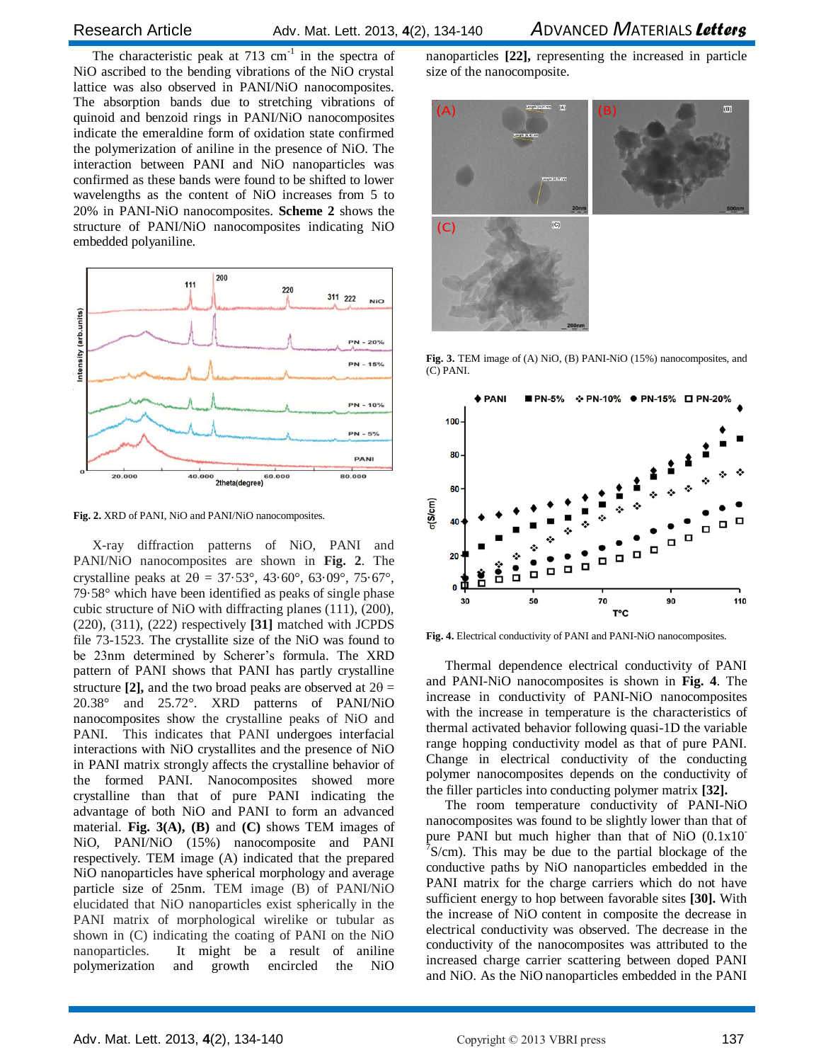The characteristic peak at 713 $cm^{-1}$ in the spectra of NiO ascribed to the bending vibrations of the NiO crystal lattice was also observed in PANI/NiO nanocomposites. The absorption bands due to stretching vibrations of quinoid and benzoid rings in PANI/NiO nanocomposites indicate the emeraldine form of oxidation state confirmed the polymerization of aniline in the presence of NiO. The interaction between PANI and NiO nanoparticles was confirmed as these bands were found to be shifted to lower wavelengths as the content of NiO increases from 5 to 20% in PANI-NiO nanocomposites. **Scheme 2** shows the structure of PANI/NiO nanocomposites indicating NiO embedded polyaniline.

**Fig. 2.** XRD of PANI, NiO and PANI/NiO nanocomposites.

X-ray diffraction patterns of NiO, PANI and PANI/NiO nanocomposites are shown in **Fig. 2**. The crystalline peaks at 2θ = 37·53°, 43·60°, 63·09°, 75·67°, 79·58° which have been identified as peaks of single phase cubic structure of NiO with diffracting planes (111), (200), (220), (311), (222) respectively **[31]** matched with JCPDS file 73-1523. The crystallite size of the NiO was found to be 23nm determined by Scherer's formula. The XRD pattern of PANI shows that PANI has partly crystalline structure **[2],** and the two broad peaks are observed at 2θ = 20.38° and 25.72°. XRD patterns of PANI/NiO nanocomposites show the crystalline peaks of NiO and PANI. This indicates that PANI undergoes interfacial interactions with NiO crystallites and the presence of NiO in PANI matrix strongly affects the crystalline behavior of the formed PANI. Nanocomposites showed more crystalline than that of pure PANI indicating the advantage of both NiO and PANI to form an advanced material. **Fig. 3(A), (B)** and **(C)** shows TEM images of NiO, PANI/NiO (15%) nanocomposite and PANI respectively. TEM image (A) indicated that the prepared NiO nanoparticles have spherical morphology and average particle size of 25nm. TEM image (B) of PANI/NiO elucidated that NiO nanoparticles exist spherically in the PANI matrix of morphological wirelike or tubular as shown in (C) indicating the coating of PANI on the NiO nanoparticles. It might be a result of aniline polymerization and growth encircled the NiO nanoparticles **[22],** representing the increased in particle size of the nanocomposite.

**Fig. 3.** TEM image of (A) NiO, (B) PANI-NiO (15%) nanocomposites, and (C) PANI.

**Fig. 4.** Electrical conductivity of PANI and PANI-NiO nanocomposites.

Thermal dependence electrical conductivity of PANI and PANI-NiO nanocomposites is shown in **Fig. 4**. The increase in conductivity of PANI-NiO nanocomposites with the increase in temperature is the characteristics of thermal activated behavior following quasi-1D the variable range hopping conductivity model as that of pure PANI. Change in electrical conductivity of the conducting polymer nanocomposites depends on the conductivity of the filler particles into conducting polymer matrix **[32].**

The room temperature conductivity of PANI-NiO nanocomposites was found to be slightly lower than that of pure PANI but much higher than that of NiO (0.1x$10^{-7}$S/cm). This may be due to the partial blockage of the conductive paths by NiO nanoparticles embedded in the PANI matrix for the charge carriers which do not have sufficient energy to hop between favorable sites **[30].** With the increase of NiO content in composite the decrease in electrical conductivity was observed. The decrease in the conductivity of the nanocomposites was attributed to the increased charge carrier scattering between doped PANI and NiO. As the NiO nanoparticles embedded in the PANI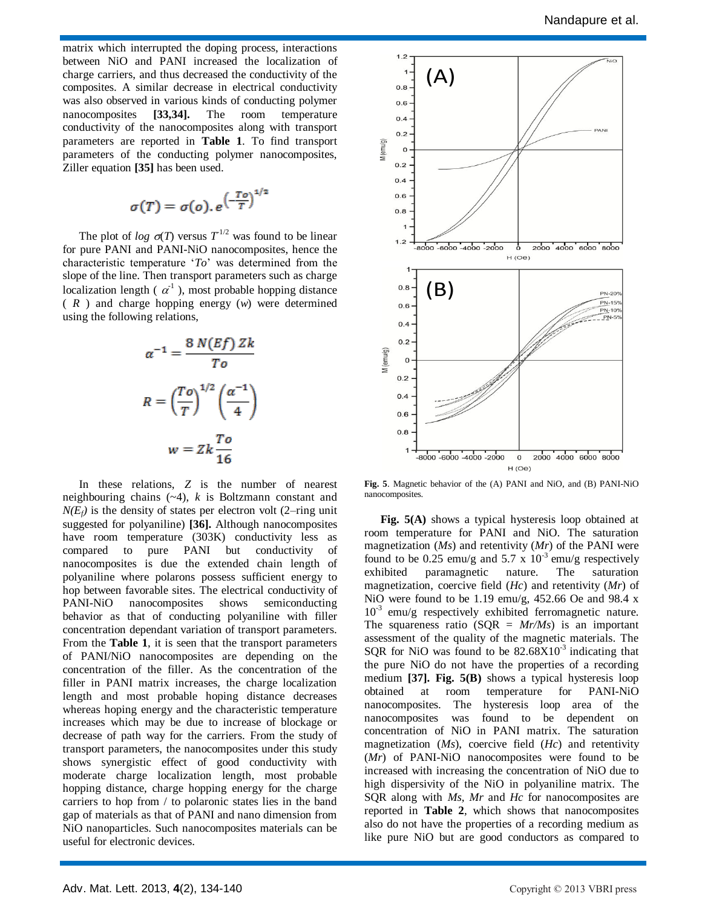matrix which interrupted the doping process, interactions between NiO and PANI increased the localization of charge carriers, and thus decreased the conductivity of the composites. A similar decrease in electrical conductivity was also observed in various kinds of conducting polymer nanocomposites **[33,34].** The room temperature conductivity of the nanocomposites along with transport parameters are reported in **Table 1**. To find transport parameters of the conducting polymer nanocomposites, Ziller equation **[35]** has been used.

$$\sigma(T) = \sigma(o).e^{\left(-\frac{To}{T}\right)^{1/2}}$$

The plot of *log* $\sigma(T)$ versus $T^{1/2}$ was found to be linear for pure PANI and PANI-NiO nanocomposites, hence the characteristic temperature '*To*' was determined from the slope of the line. Then transport parameters such as charge localization length ( $\alpha^{-1}$ ), most probable hopping distance ( $R$ ) and charge hopping energy ($w$) were determined using the following relations,

$$\alpha^{-1} = \frac{8\,N(Ef)\,Zk}{To}$$

$$R = \left(\frac{To}{T}\right)^{1/2}\left(\frac{\alpha^{-1}}{4}\right)$$

$$w = Zk\frac{To}{16}$$

In these relations, $Z$ is the number of nearest neighbouring chains (~4), $k$ is Boltzmann constant and $N(E_f)$ is the density of states per electron volt (2–ring unit suggested for polyaniline) **[36].** Although nanocomposites have room temperature (303K) conductivity less as compared to pure PANI but conductivity of nanocomposites is due the extended chain length of polyaniline where polarons possess sufficient energy to hop between favorable sites. The electrical conductivity of PANI-NiO nanocomposites shows semiconducting behavior as that of conducting polyaniline with filler concentration dependant variation of transport parameters. From the **Table 1**, it is seen that the transport parameters of PANI/NiO nanocomposites are depending on the concentration of the filler. As the concentration of the filler in PANI matrix increases, the charge localization length and most probable hoping distance decreases whereas hoping energy and the characteristic temperature increases which may be due to increase of blockage or decrease of path way for the carriers. From the study of transport parameters, the nanocomposites under this study shows synergistic effect of good conductivity with moderate charge localization length, most probable hopping distance, charge hopping energy for the charge carriers to hop from / to polaronic states lies in the band gap of materials as that of PANI and nano dimension from NiO nanoparticles. Such nanocomposites materials can be useful for electronic devices.

**Fig. 5**. Magnetic behavior of the (A) PANI and NiO, and (B) PANI-NiO nanocomposites.

**Fig. 5(A)** shows a typical hysteresis loop obtained at room temperature for PANI and NiO. The saturation magnetization (*Ms*) and retentivity (*Mr*) of the PANI were found to be 0.25 emu/g and 5.7 x $10^{-3}$ emu/g respectively exhibited paramagnetic nature. The saturation magnetization, coercive field (*Hc*) and retentivity (*Mr*) of NiO were found to be 1.19 emu/g, 452.66 Oe and 98.4 x $10^{-3}$ emu/g respectively exhibited ferromagnetic nature. The squareness ratio (SQR = *Mr/Ms*) is an important assessment of the quality of the magnetic materials. The SQR for NiO was found to be 82.68X$10^{-3}$ indicating that the pure NiO do not have the properties of a recording medium **[37]. Fig. 5(B)** shows a typical hysteresis loop obtained at room temperature for PANI-NiO nanocomposites. The hysteresis loop area of the nanocomposites was found to be dependent on concentration of NiO in PANI matrix. The saturation magnetization (*Ms*), coercive field (*Hc*) and retentivity (*Mr*) of PANI-NiO nanocomposites were found to be increased with increasing the concentration of NiO due to high dispersivity of the NiO in polyaniline matrix. The SQR along with *Ms*, *Mr* and *Hc* for nanocomposites are reported in **Table 2**, which shows that nanocomposites also do not have the properties of a recording medium as like pure NiO but are good conductors as compared to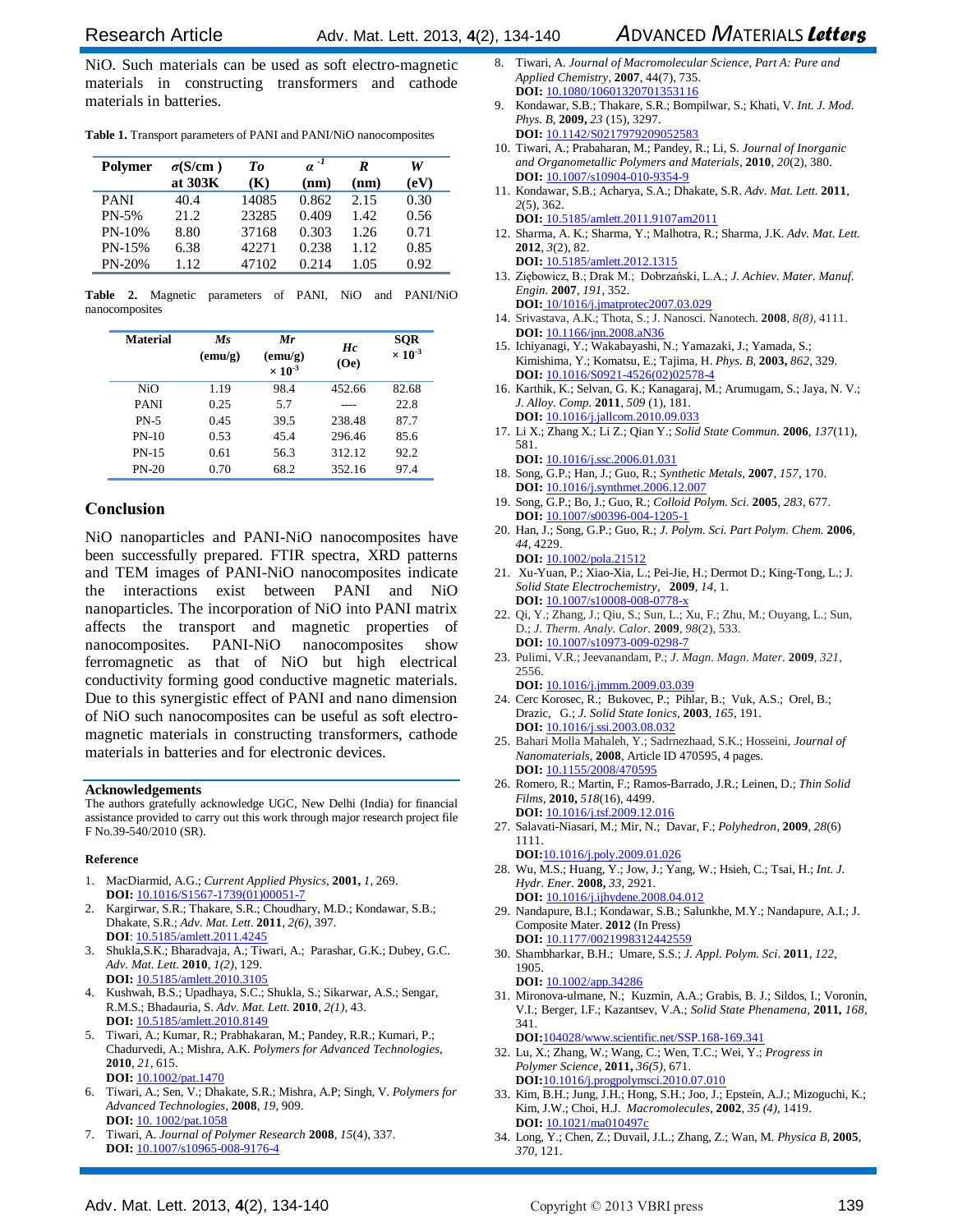NiO. Such materials can be used as soft electro-magnetic materials in constructing transformers and cathode materials in batteries.

**Table 1.** Transport parameters of PANI and PANI/NiO nanocomposites

| Polymer | $\sigma$(S/cm ) at 303K | *To* (K) | $\alpha^{-1}$ (nm) | *R* (nm) | *W* (eV) |
|---|---|---|---|---|---|
| PANI | 40.4 | 14085 | 0.862 | 2.15 | 0.30 |
| PN-5% | 21.2 | 23285 | 0.409 | 1.42 | 0.56 |
| PN-10% | 8.80 | 37168 | 0.303 | 1.26 | 0.71 |
| PN-15% | 6.38 | 42271 | 0.238 | 1.12 | 0.85 |
| PN-20% | 1.12 | 47102 | 0.214 | 1.05 | 0.92 |

**Table 2.** Magnetic parameters of PANI, NiO and PANI/NiO nanocomposites

| Material | *Ms* (emu/g) | *Mr* (emu/g) $\times 10^{-3}$ | *Hc* (Oe) | SQR $\times 10^{-3}$ |
|---|---|---|---|---|
| NiO | 1.19 | 98.4 | 452.66 | 82.68 |
| PANI | 0.25 | 5.7 | ---- | 22.8 |
| PN-5 | 0.45 | 39.5 | 238.48 | 87.7 |
| PN-10 | 0.53 | 45.4 | 296.46 | 85.6 |
| PN-15 | 0.61 | 56.3 | 312.12 | 92.2 |
| PN-20 | 0.70 | 68.2 | 352.16 | 97.4 |

## Conclusion

NiO nanoparticles and PANI-NiO nanocomposites have been successfully prepared. FTIR spectra, XRD patterns and TEM images of PANI-NiO nanocomposites indicate the interactions exist between PANI and NiO nanoparticles. The incorporation of NiO into PANI matrix affects the transport and magnetic properties of nanocomposites. PANI-NiO nanocomposites show ferromagnetic as that of NiO but high electrical conductivity forming good conductive magnetic materials. Due to this synergistic effect of PANI and nano dimension of NiO such nanocomposites can be useful as soft electro-magnetic materials in constructing transformers, cathode materials in batteries and for electronic devices.

### Acknowledgements

The authors gratefully acknowledge UGC, New Delhi (India) for financial assistance provided to carry out this work through major research project file F No.39-540/2010 (SR).

### Reference

1. MacDiarmid, A.G.; *Current Applied Physics*, **2001,** *1*, 269. **DOI:** 10.1016/S1567-1739(01)00051-7
2. Kargirwar, S.R.; Thakare, S.R.; Choudhary, M.D.; Kondawar, S.B.; Dhakate, S.R.; *Adv. Mat. Lett*. **2011**, *2(6)*, 397. **DOI**: 10.5185/amlett.2011.4245
3. Shukla,S.K.; Bharadvaja, A.; Tiwari, A.; Parashar, G.K.; Dubey, G.C. *Adv. Mat. Lett.* **2010**, *1(2)*, 129. **DOI:** 10.5185/amlett.2010.3105
4. Kushwah, B.S.; Upadhaya, S.C.; Shukla, S.; Sikarwar, A.S.; Sengar, R.M.S.; Bhadauria, S. *Adv. Mat. Lett.* **2010**, *2(1)*, 43. **DOI:** 10.5185/amlett.2010.8149
5. Tiwari, A.; Kumar, R.; Prabhakaran, M.; Pandey, R.R.; Kumari, P.; Chadurvedi, A.; Mishra, A.K. *Polymers for Advanced Technologies*, **2010**, *21*, 615. **DOI:** 10.1002/pat.1470
6. Tiwari, A.; Sen, V.; Dhakate, S.R.; Mishra, A.P; Singh, V. *Polymers for Advanced Technologies*, **2008**, *19*, 909. **DOI:** 10. 1002/pat.1058
7. Tiwari, A. *Journal of Polymer Research* **2008**, *15*(4), 337. **DOI:** 10.1007/s10965-008-9176-4
8. Tiwari, A. *Journal of Macromolecular Science, Part A: Pure and Applied Chemistry*, **2007**, 44(7), 735. **DOI:** 10.1080/10601320701353116
9. Kondawar, S.B.; Thakare, S.R.; Bompilwar, S.; Khati, V. *Int. J. Mod. Phys. B*, **2009,** *23* (15), 3297. **DOI:** 10.1142/S0217979209052583
10. Tiwari, A.; Prabaharan, M.; Pandey, R.; Li, S. *Journal of Inorganic and Organometallic Polymers and Materials*, **2010**, *20*(2), 380. **DOI:** 10.1007/s10904-010-9354-9
11. Kondawar, S.B.; Acharya, S.A.; Dhakate, S.R. *Adv. Mat. Lett.* **2011**, *2*(5), 362. **DOI:** 10.5185/amlett.2011.9107am2011
12. Sharma, A. K.; Sharma, Y.; Malhotra, R.; Sharma, J.K. *Adv. Mat. Lett.* **2012**, *3*(2), 82. **DOI:** 10.5185/amlett.2012.1315
13. Zięgbowicz, B.; Drak M.; Dobrzański, L.A.; *J. Achiev. Mater. Manuf. Engin.* **2007**, *191*, 352. **DOI:** 10/1016/j.jmatprotec2007.03.029
14. Srivastava, A.K.; Thota, S.; J. Nanosci. Nanotech. **2008**, *8(8)*, 4111. **DOI:** 10.1166/jnn.2008.aN36
15. Ichiyanagi, Y.; Wakabayashi, N.; Yamazaki, J.; Yamada, S.; Kimishima, Y.; Komatsu, E.; Tajima, H. *Phys. B*, **2003,** *862*, 329. **DOI:** 10.1016/S0921-4526(02)02578-4
16. Karthik, K.; Selvan, G. K.; Kanagaraj, M.; Arumugam, S.; Jaya, N. V.; *J. Alloy. Comp.* **2011**, *509* (1), 181. **DOI:** 10.1016/j.jallcom.2010.09.033
17. Li X.; Zhang X.; Li Z.; Qian Y.; *Solid State Commun.* **2006**, *137*(11), 581. **DOI:** 10.1016/j.ssc.2006.01.031
18. Song, G.P.; Han, J.; Guo, R.; *Synthetic Metals*, **2007**, *157*, 170. **DOI:** 10.1016/j.synthmet.2006.12.007
19. Song, G.P.; Bo, J.; Guo, R.; *Colloid Polym. Sci.* **2005**, *283*, 677. **DOI:** 10.1007/s00396-004-1205-1
20. Han, J.; Song, G.P.; Guo, R.; *J. Polym. Sci. Part Polym. Chem.* **2006**, *44*, 4229. **DOI:** 10.1002/pola.21512
21. Xu-Yuan, P.; Xiao-Xia, L.; Pei-Jie, H.; Dermot D.; King-Tong, L.; J. *Solid State Electrochemistry*, **2009**, *14*, 1. **DOI:** 10.1007/s10008-008-0778-x
22. Qi, Y.; Zhang, J.; Qiu, S.; Sun, L.; Xu, F.; Zhu, M.; Ouyang, L.; Sun, D.; *J. Therm. Analy. Calor.* **2009**, *98*(2), 533. **DOI:** 10.1007/s10973-009-0298-7
23. Pulimi, V.R.; Jeevanandam, P.; *J. Magn. Magn. Mater.* **2009**, *321*, 2556. **DOI:** 10.1016/j.jmmm.2009.03.039
24. Cerc Korosec, R.; Bukovec, P.; Pihlar, B.; Vuk, A.S.; Orel, B.; Drazic, G.; *J. Solid State Ionics*, **2003**, *165*, 191. **DOI:** 10.1016/j.ssi.2003.08.032
25. Bahari Molla Mahaleh, Y.; Sadrnezhaad, S.K.; Hosseini, *Journal of Nanomaterials*, **2008**, Article ID 470595, 4 pages. **DOI:** 10.1155/2008/470595
26. Romero, R.; Martin, F.; Ramos-Barrado, J.R.; Leinen, D.; *Thin Solid Films*, **2010,** *518*(16), 4499. **DOI:** 10.1016/j.tsf.2009.12.016
27. Salavati-Niasari, M.; Mir, N.; Davar, F.; *Polyhedron*, **2009**, *28*(6) 1111. **DOI:**10.1016/j.poly.2009.01.026
28. Wu, M.S.; Huang, Y.; Jow, J.; Yang, W.; Hsieh, C.; Tsai, H.; *Int. J. Hydr. Ener.* **2008,** *33*, 2921. **DOI:** 10.1016/j.ijhydene.2008.04.012
29. Nandapure, B.I.; Kondawar, S.B.; Salunkhe, M.Y.; Nandapure, A.I.; J. Composite Mater. **2012** (In Press) **DOI:** 10.1177/0021998312442559
30. Shambharkar, B.H.; Umare, S.S.; *J. Appl. Polym. Sci*. **2011**, *122*, 1905. **DOI:** 10.1002/app.34286
31. Mironova-ulmane, N.; Kuzmin, A.A.; Grabis, B. J.; Sildos, I.; Voronin, V.I.; Berger, I.F.; Kazantsev, V.A.; *Solid State Phenamena*, **2011,** *168*, 341. **DOI:**104028/www.scientific.net/SSP.168-169.341
32. Lu, X.; Zhang, W.; Wang, C.; Wen, T.C.; Wei, Y.; *Progress in Polymer Science*, **2011**, *36(5)*, 671. **DOI:**10.1016/j.progpolymsci.2010.07.010
33. Kim, B.H.; Jung, J.H.; Hong, S.H.; Joo, J.; Epstein, A.J.; Mizoguchi, K.; Kim, J.W.; Choi, H.J. *Macromolecules*, **2002**, *35 (4)*, 1419. **DOI:** 10.1021/ma010497c
34. Long, Y.; Chen, Z.; Duvail, J.L.; Zhang, Z.; Wan, M. *Physica B*, **2005**, *370*, 121.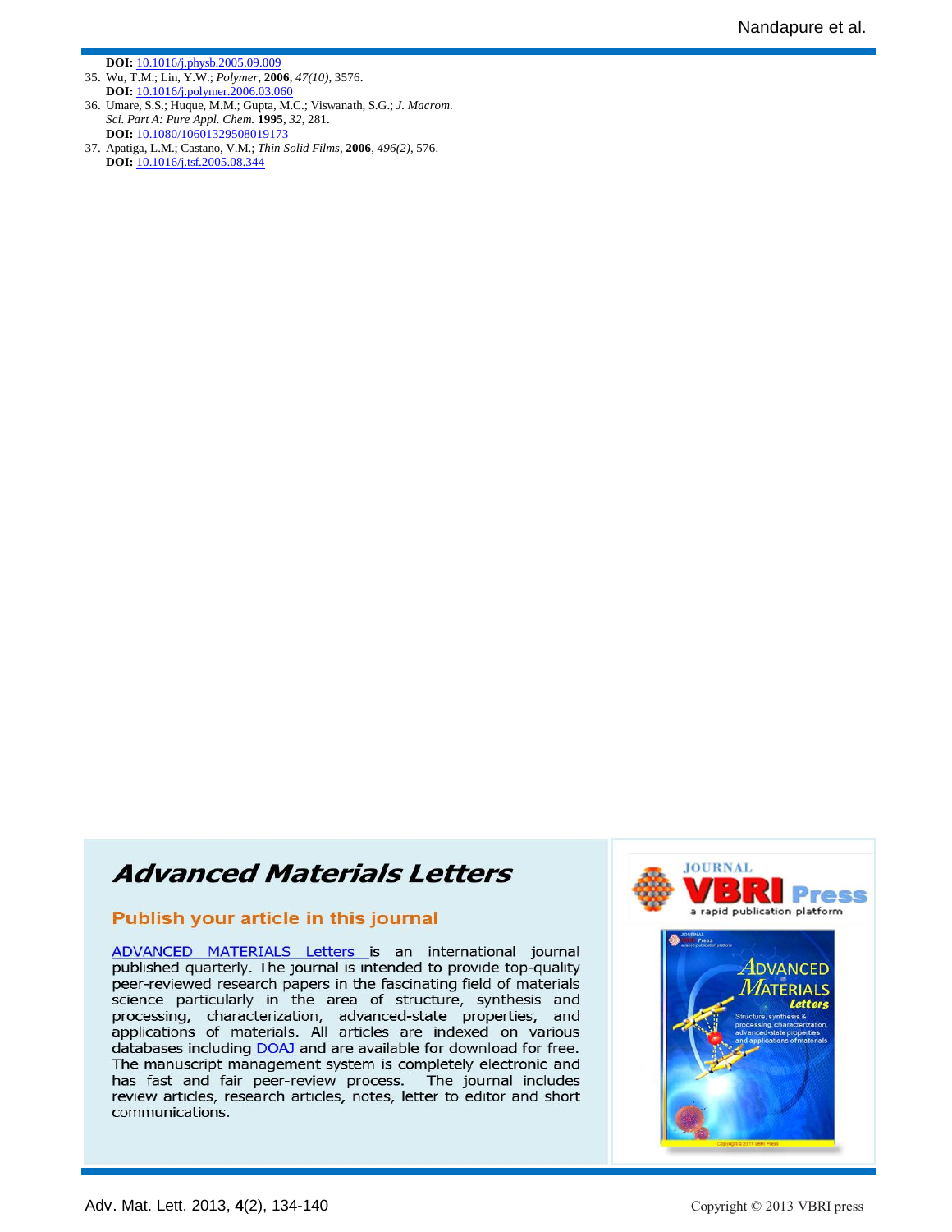DOI: 10.1016/j.physb.2005.09.009

35. Wu, T.M.; Lin, Y.W.; *Polymer*, **2006**, *47(10)*, 3576.
    **DOI:** 10.1016/j.polymer.2006.03.060
36. Umare, S.S.; Huque, M.M.; Gupta, M.C.; Viswanath, S.G.; *J. Macrom. Sci. Part A: Pure Appl. Chem.* **1995**, *32*, 281.
    **DOI:** 10.1080/10601329508019173
37. Apatiga, L.M.; Castano, V.M.; *Thin Solid Films*, **2006**, *496(2)*, 576.
    **DOI:** 10.1016/j.tsf.2005.08.344

## *Advanced Materials Letters*

### Publish your article in this journal

ADVANCED MATERIALS Letters is an international journal published quarterly. The journal is intended to provide top-quality peer-reviewed research papers in the fascinating field of materials science particularly in the area of structure, synthesis and processing, characterization, advanced-state properties, and applications of materials. All articles are indexed on various databases including DOAJ and are available for download for free. The manuscript management system is completely electronic and has fast and fair peer-review process. The journal includes review articles, research articles, notes, letter to editor and short communications.